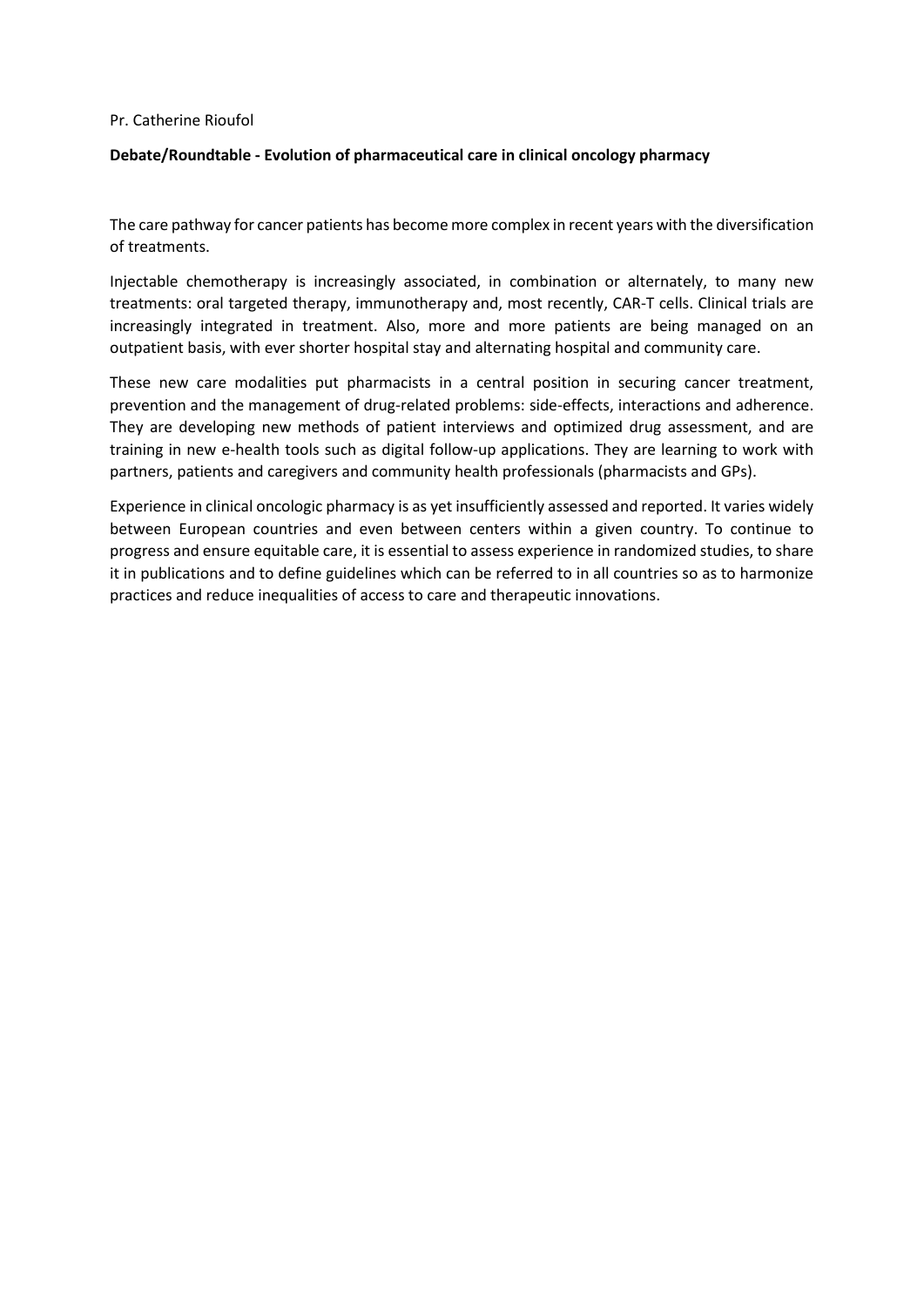Pr. Catherine Rioufol

**Debate/Roundtable - Evolution of pharmaceutical care in clinical oncology pharmacy**

The care pathway for cancer patients has become more complex in recent years with the diversification of treatments.

Injectable chemotherapy is increasingly associated, in combination or alternately, to many new treatments: oral targeted therapy, immunotherapy and, most recently, CAR-T cells. Clinical trials are increasingly integrated in treatment. Also, more and more patients are being managed on an outpatient basis, with ever shorter hospital stay and alternating hospital and community care.

These new care modalities put pharmacists in a central position in securing cancer treatment, prevention and the management of drug-related problems: side-effects, interactions and adherence. They are developing new methods of patient interviews and optimized drug assessment, and are training in new e-health tools such as digital follow-up applications. They are learning to work with partners, patients and caregivers and community health professionals (pharmacists and GPs).

Experience in clinical oncologic pharmacy is as yet insufficiently assessed and reported. It varies widely between European countries and even between centers within a given country. To continue to progress and ensure equitable care, it is essential to assess experience in randomized studies, to share it in publications and to define guidelines which can be referred to in all countries so as to harmonize practices and reduce inequalities of access to care and therapeutic innovations.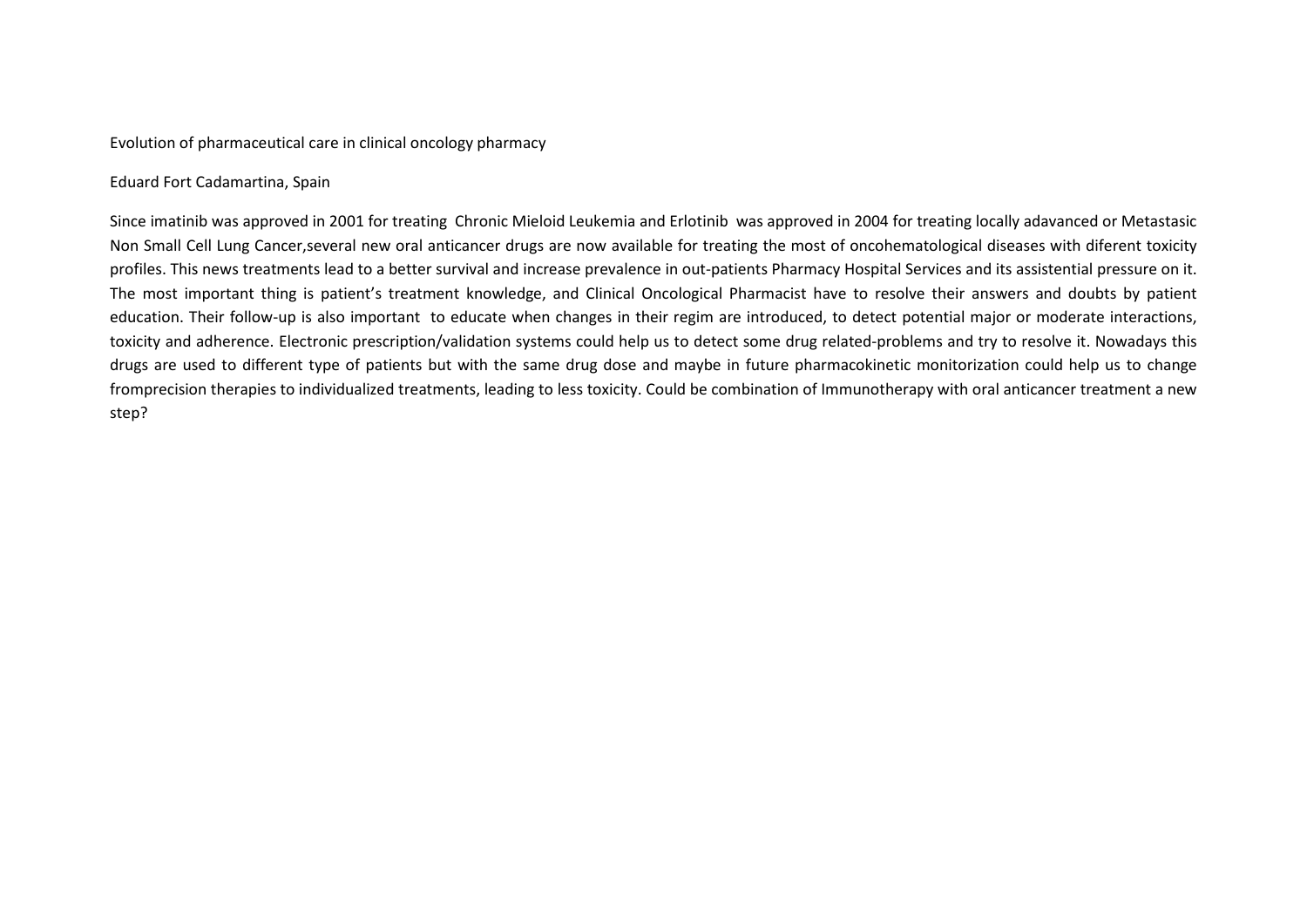Evolution of pharmaceutical care in clinical oncology pharmacy

Eduard Fort Cadamartina, Spain

Since imatinib was approved in 2001 for treating Chronic Mieloid Leukemia and Erlotinib was approved in 2004 for treating locally adavanced or Metastasic Non Small Cell Lung Cancer,several new oral anticancer drugs are now available for treating the most of oncohematological diseases with diferent toxicity profiles. This news treatments lead to a better survival and increase prevalence in out-patients Pharmacy Hospital Services and its assistential pressure on it. The most important thing is patient's treatment knowledge, and Clinical Oncological Pharmacist have to resolve their answers and doubts by patient education. Their follow-up is also important to educate when changes in their regim are introduced, to detect potential major or moderate interactions, toxicity and adherence. Electronic prescription/validation systems could help us to detect some drug related-problems and try to resolve it. Nowadays this drugs are used to different type of patients but with the same drug dose and maybe in future pharmacokinetic monitorization could help us to change fromprecision therapies to individualized treatments, leading to less toxicity. Could be combination of Immunotherapy with oral anticancer treatment a new step?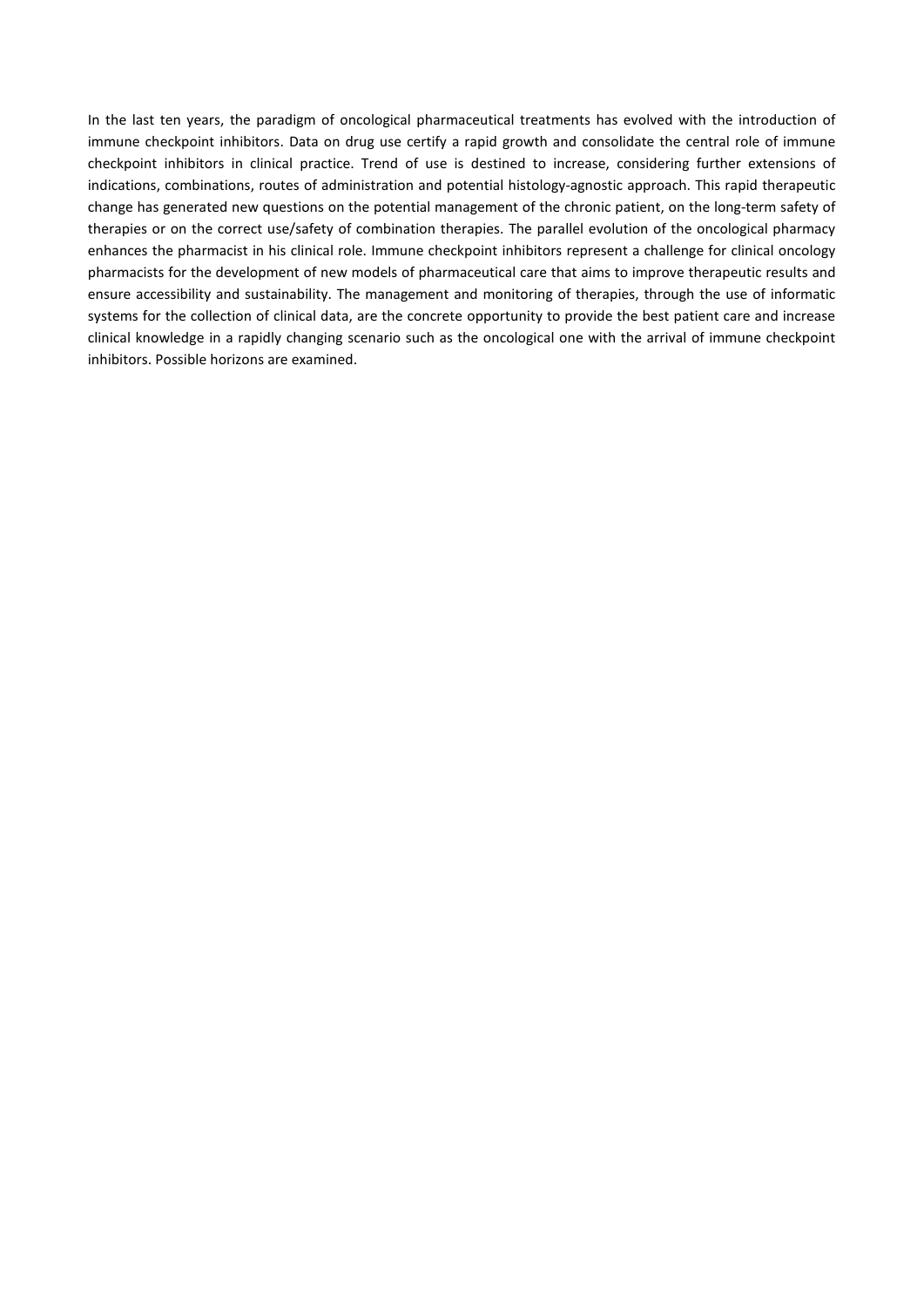In the last ten years, the paradigm of oncological pharmaceutical treatments has evolved with the introduction of immune checkpoint inhibitors. Data on drug use certify a rapid growth and consolidate the central role of immune checkpoint inhibitors in clinical practice. Trend of use is destined to increase, considering further extensions of indications, combinations, routes of administration and potential histology-agnostic approach. This rapid therapeutic change has generated new questions on the potential management of the chronic patient, on the long-term safety of therapies or on the correct use/safety of combination therapies. The parallel evolution of the oncological pharmacy enhances the pharmacist in his clinical role. Immune checkpoint inhibitors represent a challenge for clinical oncology pharmacists for the development of new models of pharmaceutical care that aims to improve therapeutic results and ensure accessibility and sustainability. The management and monitoring of therapies, through the use of informatic systems for the collection of clinical data, are the concrete opportunity to provide the best patient care and increase clinical knowledge in a rapidly changing scenario such as the oncological one with the arrival of immune checkpoint inhibitors. Possible horizons are examined.